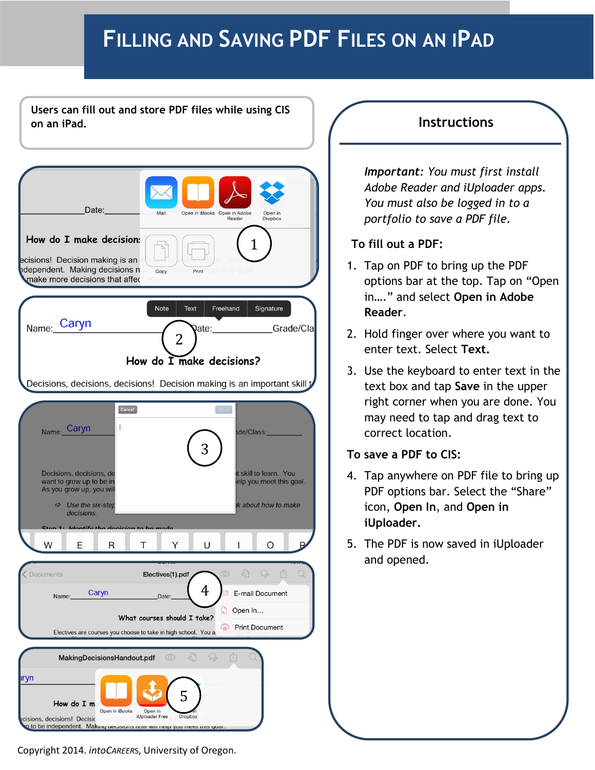# Filling and Saving PDF Files on an iPad

**Users can fill out and store PDF files while using CIS on an iPad.**

## Instructions

***Important:*** *You must first install Adobe Reader and iUploader apps. You must also be logged in to a portfolio to save a PDF file.*

**To fill out a PDF:**

1. Tap on PDF to bring up the PDF options bar at the top. Tap on "Open in…." and select **Open in Adobe Reader**.
2. Hold finger over where you want to enter text. Select **Text.**
3. Use the keyboard to enter text in the text box and tap **Save** in the upper right corner when you are done. You may need to tap and drag text to correct location.

**To save a PDF to CIS:**

4. Tap anywhere on PDF file to bring up PDF options bar. Select the "Share" icon, **Open In**, and **Open in iUploader.**
5. The PDF is now saved in iUploader and opened.

Copyright 2014. *intoCAREERS*, University of Oregon.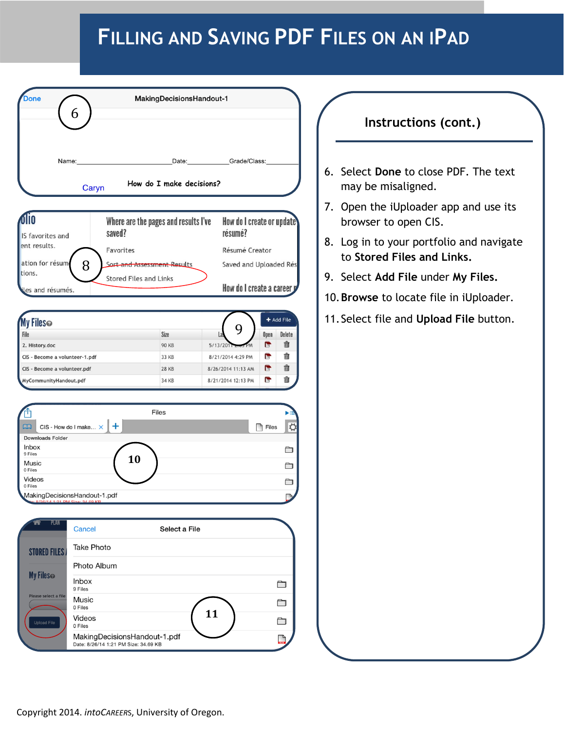# Filling and Saving PDF Files on an iPad

## Instructions (cont.)

6. Select **Done** to close PDF. The text may be misaligned.
7. Open the iUploader app and use its browser to open CIS.
8. Log in to your portfolio and navigate to **Stored Files and Links.**
9. Select **Add File** under **My Files.**
10. **Browse** to locate file in iUploader.
11. Select file and **Upload File** button.

Copyright 2014. *intoCAREERS*, University of Oregon.